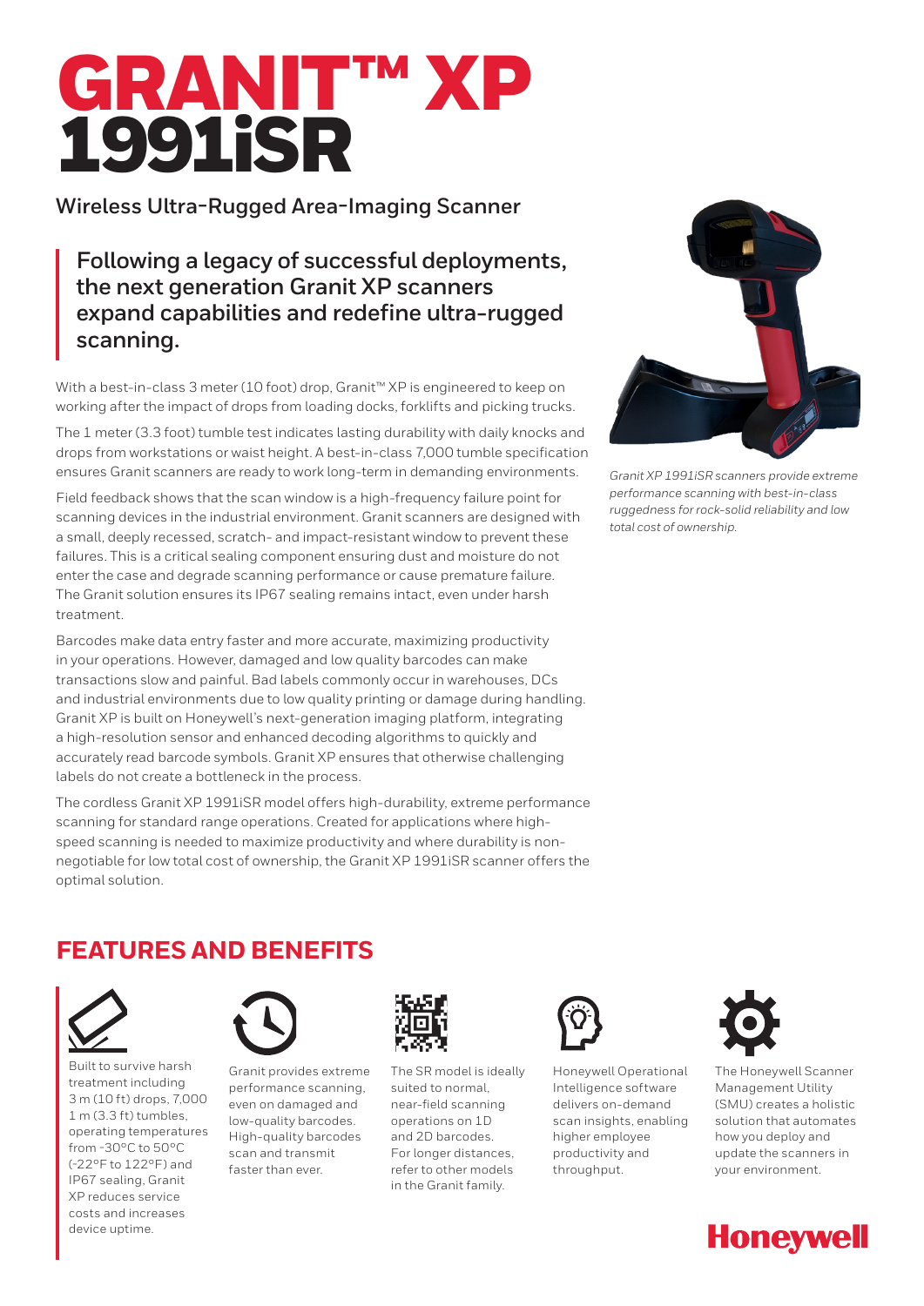# GRANIT™ XP 1991iSR

## Wireless Ultra-Rugged Area-Imaging Scanner

**Following a legacy of successful deployments, the next generation Granit XP scanners expand capabilities and redefine ultra-rugged scanning.**

With a best-in-class 3 meter (10 foot) drop, Granit™ XP is engineered to keep on working after the impact of drops from loading docks, forklifts and picking trucks.

The 1 meter (3.3 foot) tumble test indicates lasting durability with daily knocks and drops from workstations or waist height. A best-in-class 7,000 tumble specification ensures Granit scanners are ready to work long-term in demanding environments.

Field feedback shows that the scan window is a high-frequency failure point for scanning devices in the industrial environment. Granit scanners are designed with a small, deeply recessed, scratch- and impact-resistant window to prevent these failures. This is a critical sealing component ensuring dust and moisture do not enter the case and degrade scanning performance or cause premature failure. The Granit solution ensures its IP67 sealing remains intact, even under harsh treatment.

Barcodes make data entry faster and more accurate, maximizing productivity in your operations. However, damaged and low quality barcodes can make transactions slow and painful. Bad labels commonly occur in warehouses, DCs and industrial environments due to low quality printing or damage during handling. Granit XP is built on Honeywell's next-generation imaging platform, integrating a high-resolution sensor and enhanced decoding algorithms to quickly and accurately read barcode symbols. Granit XP ensures that otherwise challenging labels do not create a bottleneck in the process.

The cordless Granit XP 1991iSR model offers high-durability, extreme performance scanning for standard range operations. Created for applications where high-speed scanning is needed to maximize productivity and where durability is non-negotiable for low total cost of ownership, the Granit XP 1991iSR scanner offers the optimal solution.

*Granit XP 1991iSR scanners provide extreme performance scanning with best-in-class ruggedness for rock-solid reliability and low total cost of ownership.*

## FEATURES AND BENEFITS

- Built to survive harsh treatment including 3 m (10 ft) drops, 7,000 1 m (3.3 ft) tumbles, operating temperatures from -30°C to 50°C (-22°F to 122°F) and IP67 sealing, Granit XP reduces service costs and increases device uptime.
- Granit provides extreme performance scanning, even on damaged and low-quality barcodes. High-quality barcodes scan and transmit faster than ever.
- The SR model is ideally suited to normal, near-field scanning operations on 1D and 2D barcodes. For longer distances, refer to other models in the Granit family.
- Honeywell Operational Intelligence software delivers on-demand scan insights, enabling higher employee productivity and throughput.
- The Honeywell Scanner Management Utility (SMU) creates a holistic solution that automates how you deploy and update the scanners in your environment.

Honeywell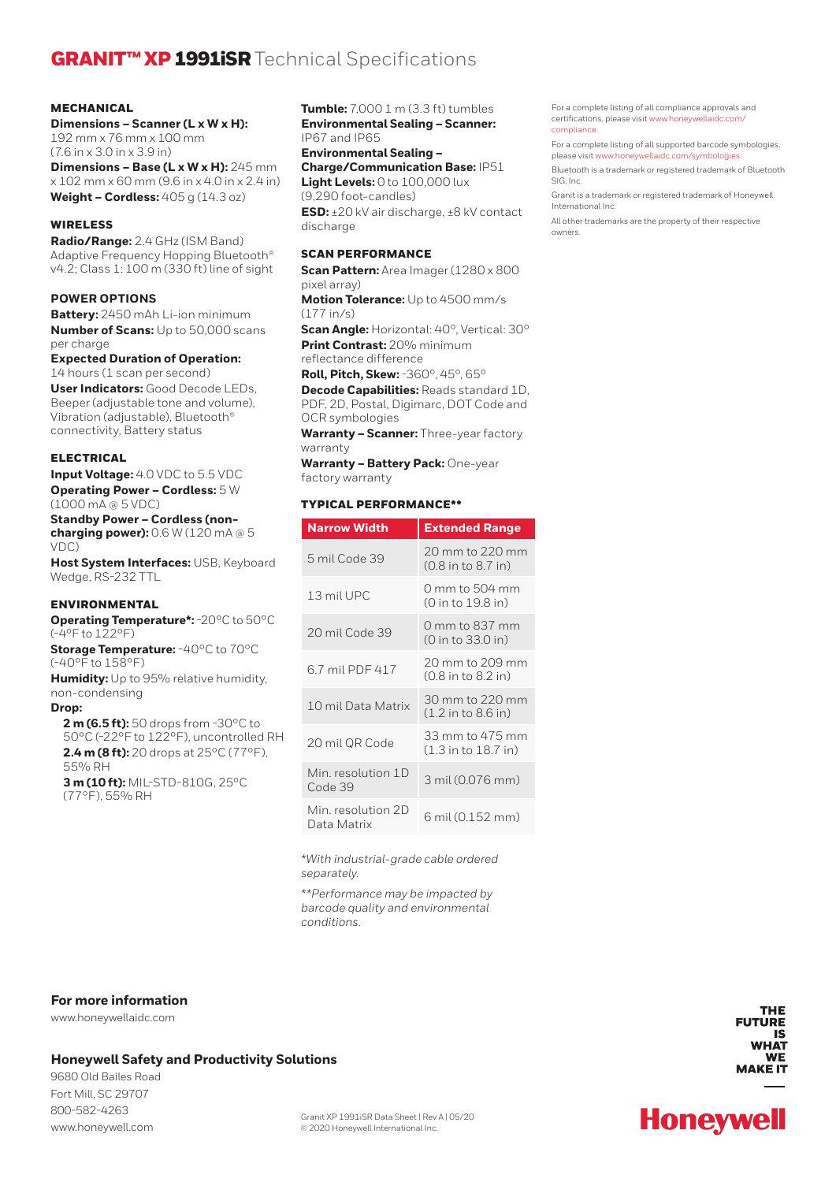# GRANIT™ XP 1991iSR Technical Specifications

### MECHANICAL

**Dimensions – Scanner (L x W x H):** 192 mm x 76 mm x 100 mm (7.6 in x 3.0 in x 3.9 in)

**Dimensions – Base (L x W x H):** 245 mm x 102 mm x 60 mm (9.6 in x 4.0 in x 2.4 in)

**Weight – Cordless:** 405 g (14.3 oz)

### WIRELESS

**Radio/Range:** 2.4 GHz (ISM Band) Adaptive Frequency Hopping Bluetooth® v4.2; Class 1: 100 m (330 ft) line of sight

### POWER OPTIONS

**Battery:** 2450 mAh Li-ion minimum

**Number of Scans:** Up to 50,000 scans per charge

**Expected Duration of Operation:** 14 hours (1 scan per second)

**User Indicators:** Good Decode LEDs, Beeper (adjustable tone and volume), Vibration (adjustable), Bluetooth® connectivity, Battery status

### ELECTRICAL

**Input Voltage:** 4.0 VDC to 5.5 VDC

**Operating Power – Cordless:** 5 W (1000 mA @ 5 VDC)

**Standby Power – Cordless (non-charging power):** 0.6 W (120 mA @ 5 VDC)

**Host System Interfaces:** USB, Keyboard Wedge, RS-232 TTL

### ENVIRONMENTAL

**Operating Temperature*:** -20°C to 50°C (-4°F to 122°F)

**Storage Temperature:** -40°C to 70°C (-40°F to 158°F)

**Humidity:** Up to 95% relative humidity, non-condensing

**Drop:**

- **2 m (6.5 ft):** 50 drops from -30°C to 50°C (-22°F to 122°F), uncontrolled RH
- **2.4 m (8 ft):** 20 drops at 25°C (77°F), 55% RH
- **3 m (10 ft):** MIL-STD-810G, 25°C (77°F), 55% RH

**Tumble:** 7,000 1 m (3.3 ft) tumbles

**Environmental Sealing – Scanner:** IP67 and IP65

**Environmental Sealing – Charge/Communication Base:** IP51

**Light Levels:** 0 to 100,000 lux (9,290 foot-candles)

**ESD:** ±20 kV air discharge, ±8 kV contact discharge

### SCAN PERFORMANCE

**Scan Pattern:** Area Imager (1280 x 800 pixel array)

**Motion Tolerance:** Up to 4500 mm/s (177 in/s)

**Scan Angle:** Horizontal: 40°, Vertical: 30°

**Print Contrast:** 20% minimum reflectance difference

**Roll, Pitch, Skew:** -360°, 45°, 65°

**Decode Capabilities:** Reads standard 1D, PDF, 2D, Postal, Digimarc, DOT Code and OCR symbologies

**Warranty – Scanner:** Three-year factory warranty

**Warranty – Battery Pack:** One-year factory warranty

### TYPICAL PERFORMANCE**

| Narrow Width | Extended Range |
|---|---|
| 5 mil Code 39 | 20 mm to 220 mm (0.8 in to 8.7 in) |
| 13 mil UPC | 0 mm to 504 mm (0 in to 19.8 in) |
| 20 mil Code 39 | 0 mm to 837 mm (0 in to 33.0 in) |
| 6.7 mil PDF 417 | 20 mm to 209 mm (0.8 in to 8.2 in) |
| 10 mil Data Matrix | 30 mm to 220 mm (1.2 in to 8.6 in) |
| 20 mil QR Code | 33 mm to 475 mm (1.3 in to 18.7 in) |
| Min. resolution 1D Code 39 | 3 mil (0.076 mm) |
| Min. resolution 2D Data Matrix | 6 mil (0.152 mm) |

*\*With industrial-grade cable ordered separately.*

*\*\*Performance may be impacted by barcode quality and environmental conditions.*

For a complete listing of all compliance approvals and certifications, please visit www.honeywellaidc.com/compliance.

For a complete listing of all supported barcode symbologies, please visit www.honeywellaidc.com/symbologies.

Bluetooth is a trademark or registered trademark of Bluetooth SIG, Inc.

Granit is a trademark or registered trademark of Honeywell International Inc.

All other trademarks are the property of their respective owners.

**For more information**

www.honeywellaidc.com

**Honeywell Safety and Productivity Solutions**

9680 Old Bailes Road
Fort Mill, SC 29707
800-582-4263
www.honeywell.com

Granit XP 1991iSR Data Sheet | Rev A | 05/20
© 2020 Honeywell International Inc.

THE FUTURE IS WHAT WE MAKE IT

Honeywell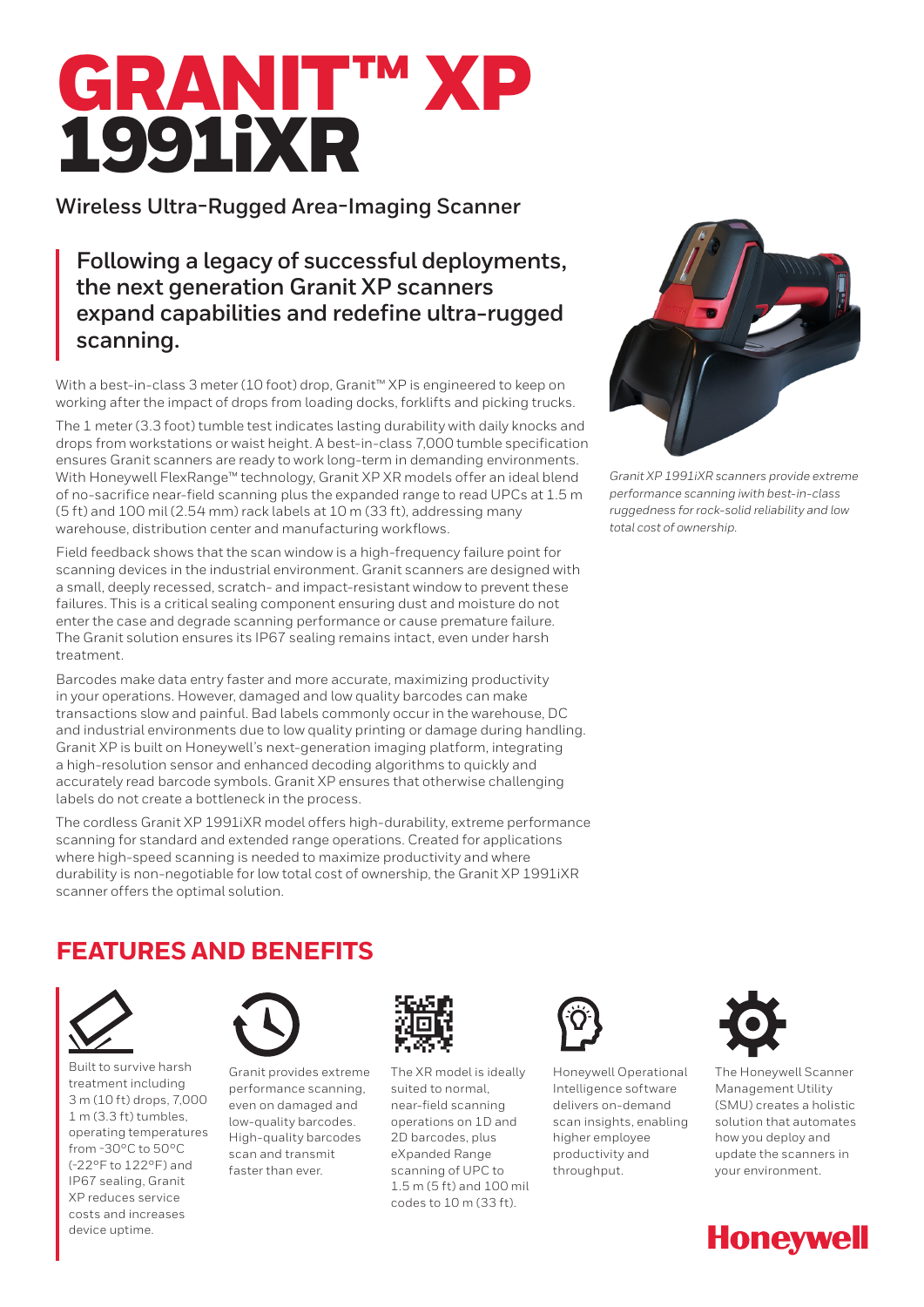# GRANIT™ XP 1991iXR

**Wireless Ultra-Rugged Area-Imaging Scanner**

> **Following a legacy of successful deployments, the next generation Granit XP scanners expand capabilities and redefine ultra-rugged scanning.**

With a best-in-class 3 meter (10 foot) drop, Granit™ XP is engineered to keep on working after the impact of drops from loading docks, forklifts and picking trucks.

The 1 meter (3.3 foot) tumble test indicates lasting durability with daily knocks and drops from workstations or waist height. A best-in-class 7,000 tumble specification ensures Granit scanners are ready to work long-term in demanding environments. With Honeywell FlexRange™ technology, Granit XP XR models offer an ideal blend of no-sacrifice near-field scanning plus the expanded range to read UPCs at 1.5 m (5 ft) and 100 mil (2.54 mm) rack labels at 10 m (33 ft), addressing many warehouse, distribution center and manufacturing workflows.

Field feedback shows that the scan window is a high-frequency failure point for scanning devices in the industrial environment. Granit scanners are designed with a small, deeply recessed, scratch- and impact-resistant window to prevent these failures. This is a critical sealing component ensuring dust and moisture do not enter the case and degrade scanning performance or cause premature failure. The Granit solution ensures its IP67 sealing remains intact, even under harsh treatment.

Barcodes make data entry faster and more accurate, maximizing productivity in your operations. However, damaged and low quality barcodes can make transactions slow and painful. Bad labels commonly occur in the warehouse, DC and industrial environments due to low quality printing or damage during handling. Granit XP is built on Honeywell's next-generation imaging platform, integrating a high-resolution sensor and enhanced decoding algorithms to quickly and accurately read barcode symbols. Granit XP ensures that otherwise challenging labels do not create a bottleneck in the process.

The cordless Granit XP 1991iXR model offers high-durability, extreme performance scanning for standard and extended range operations. Created for applications where high-speed scanning is needed to maximize productivity and where durability is non-negotiable for low total cost of ownership, the Granit XP 1991iXR scanner offers the optimal solution.

*Granit XP 1991iXR scanners provide extreme performance scanning iwith best-in-class ruggedness for rock-solid reliability and low total cost of ownership.*

## FEATURES AND BENEFITS

- Built to survive harsh treatment including 3 m (10 ft) drops, 7,000 1 m (3.3 ft) tumbles, operating temperatures from -30°C to 50°C (-22°F to 122°F) and IP67 sealing, Granit XP reduces service costs and increases device uptime.
- Granit provides extreme performance scanning, even on damaged and low-quality barcodes. High-quality barcodes scan and transmit faster than ever.
- The XR model is ideally suited to normal, near-field scanning operations on 1D and 2D barcodes, plus eXpanded Range scanning of UPC to 1.5 m (5 ft) and 100 mil codes to 10 m (33 ft).
- Honeywell Operational Intelligence software delivers on-demand scan insights, enabling higher employee productivity and throughput.
- The Honeywell Scanner Management Utility (SMU) creates a holistic solution that automates how you deploy and update the scanners in your environment.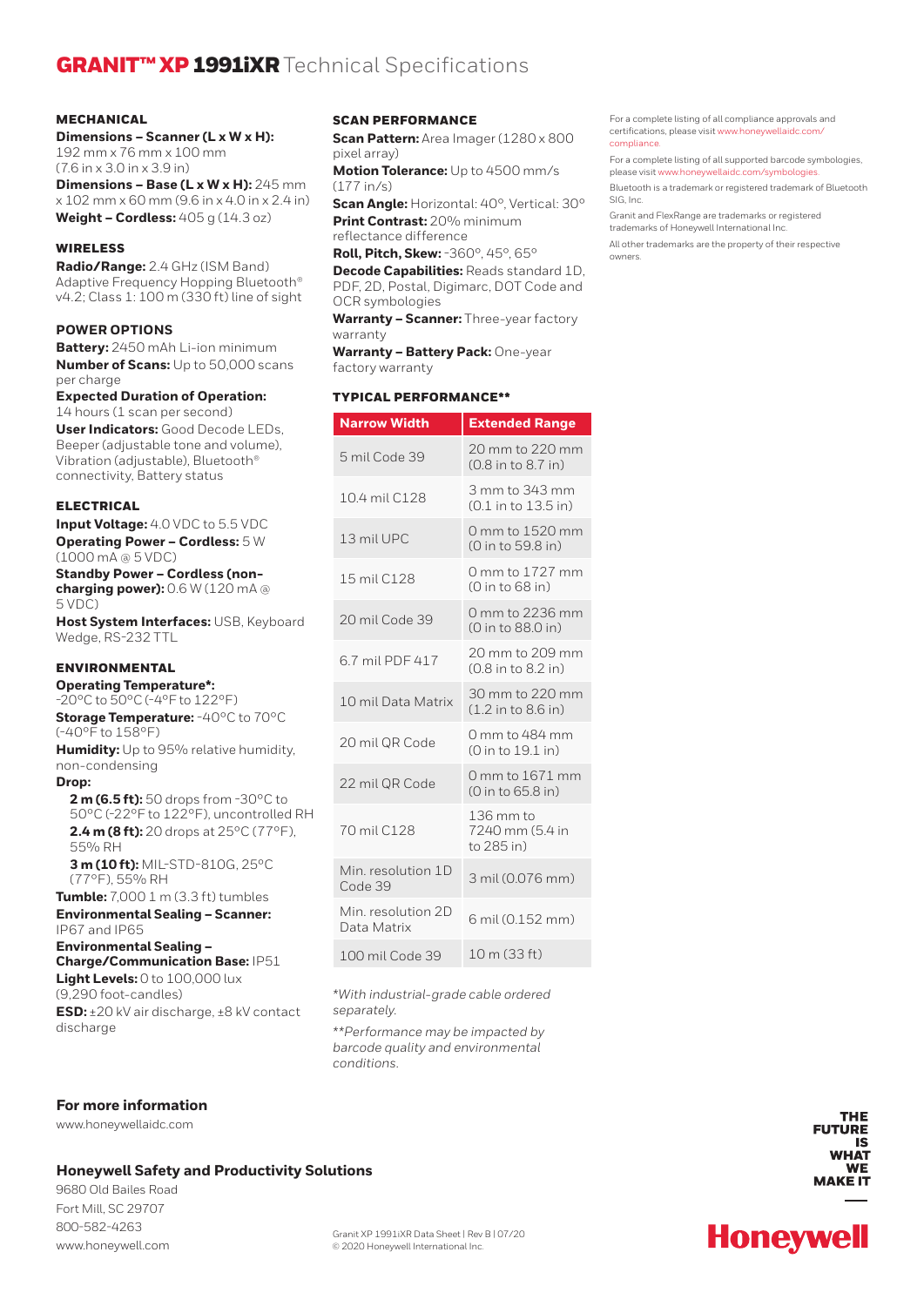# GRANIT™ XP 1991iXR Technical Specifications

### MECHANICAL

**Dimensions – Scanner (L x W x H):** 192 mm x 76 mm x 100 mm (7.6 in x 3.0 in x 3.9 in)

**Dimensions – Base (L x W x H):** 245 mm x 102 mm x 60 mm (9.6 in x 4.0 in x 2.4 in)

**Weight – Cordless:** 405 g (14.3 oz)

### WIRELESS

**Radio/Range:** 2.4 GHz (ISM Band) Adaptive Frequency Hopping Bluetooth® v4.2; Class 1: 100 m (330 ft) line of sight

### POWER OPTIONS

**Battery:** 2450 mAh Li-ion minimum

**Number of Scans:** Up to 50,000 scans per charge

**Expected Duration of Operation:** 14 hours (1 scan per second)

**User Indicators:** Good Decode LEDs, Beeper (adjustable tone and volume), Vibration (adjustable), Bluetooth® connectivity, Battery status

### ELECTRICAL

**Input Voltage:** 4.0 VDC to 5.5 VDC

**Operating Power – Cordless:** 5 W (1000 mA @ 5 VDC)

**Standby Power – Cordless (non-charging power):** 0.6 W (120 mA @ 5 VDC)

**Host System Interfaces:** USB, Keyboard Wedge, RS-232 TTL

### ENVIRONMENTAL

**Operating Temperature*:** -20°C to 50°C (-4°F to 122°F)

**Storage Temperature:** -40°C to 70°C (-40°F to 158°F)

**Humidity:** Up to 95% relative humidity, non-condensing

**Drop:**

- **2 m (6.5 ft):** 50 drops from -30°C to 50°C (-22°F to 122°F), uncontrolled RH
- **2.4 m (8 ft):** 20 drops at 25°C (77°F), 55% RH
- **3 m (10 ft):** MIL-STD-810G, 25°C (77°F), 55% RH

**Tumble:** 7,000 1 m (3.3 ft) tumbles

**Environmental Sealing – Scanner:** IP67 and IP65

**Environmental Sealing – Charge/Communication Base:** IP51

**Light Levels:** 0 to 100,000 lux (9,290 foot-candles)

**ESD:** ±20 kV air discharge, ±8 kV contact discharge

### SCAN PERFORMANCE

**Scan Pattern:** Area Imager (1280 x 800 pixel array)

**Motion Tolerance:** Up to 4500 mm/s (177 in/s)

**Scan Angle:** Horizontal: 40°, Vertical: 30°

**Print Contrast:** 20% minimum reflectance difference

**Roll, Pitch, Skew:** -360°, 45°, 65°

**Decode Capabilities:** Reads standard 1D, PDF, 2D, Postal, Digimarc, DOT Code and OCR symbologies

**Warranty – Scanner:** Three-year factory warranty

**Warranty – Battery Pack:** One-year factory warranty

### TYPICAL PERFORMANCE**

| Narrow Width | Extended Range |
|---|---|
| 5 mil Code 39 | 20 mm to 220 mm (0.8 in to 8.7 in) |
| 10.4 mil C128 | 3 mm to 343 mm (0.1 in to 13.5 in) |
| 13 mil UPC | 0 mm to 1520 mm (0 in to 59.8 in) |
| 15 mil C128 | 0 mm to 1727 mm (0 in to 68 in) |
| 20 mil Code 39 | 0 mm to 2236 mm (0 in to 88.0 in) |
| 6.7 mil PDF 417 | 20 mm to 209 mm (0.8 in to 8.2 in) |
| 10 mil Data Matrix | 30 mm to 220 mm (1.2 in to 8.6 in) |
| 20 mil QR Code | 0 mm to 484 mm (0 in to 19.1 in) |
| 22 mil QR Code | 0 mm to 1671 mm (0 in to 65.8 in) |
| 70 mil C128 | 136 mm to 7240 mm (5.4 in to 285 in) |
| Min. resolution 1D Code 39 | 3 mil (0.076 mm) |
| Min. resolution 2D Data Matrix | 6 mil (0.152 mm) |
| 100 mil Code 39 | 10 m (33 ft) |

*With industrial-grade cable ordered separately.

**Performance may be impacted by barcode quality and environmental conditions.

For a complete listing of all compliance approvals and certifications, please visit www.honeywellaidc.com/compliance.

For a complete listing of all supported barcode symbologies, please visit www.honeywellaidc.com/symbologies.

Bluetooth is a trademark or registered trademark of Bluetooth SIG, Inc.

Granit and FlexRange are trademarks or registered trademarks of Honeywell International Inc.

All other trademarks are the property of their respective owners.

### For more information

www.honeywellaidc.com

### Honeywell Safety and Productivity Solutions

9680 Old Bailes Road
Fort Mill, SC 29707
800-582-4263
www.honeywell.com

Granit XP 1991iXR Data Sheet | Rev B | 07/20
© 2020 Honeywell International Inc.

THE FUTURE IS WHAT WE MAKE IT

Honeywell